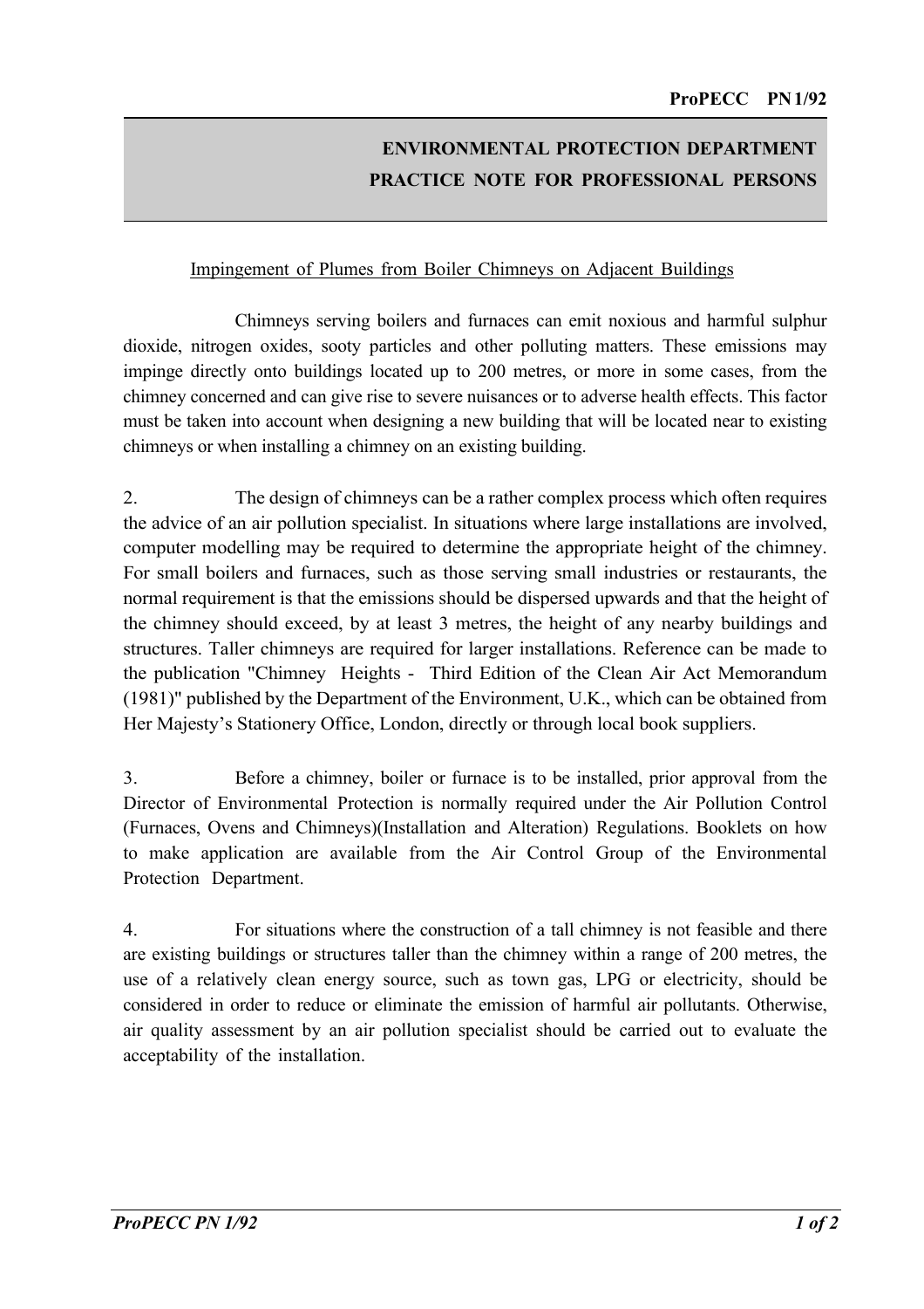## ENVIRONMENTAL PROTECTION DEPARTMENT
## PRACTICE NOTE FOR PROFESSIONAL PERSONS

### Impingement of Plumes from Boiler Chimneys on Adjacent Buildings

Chimneys serving boilers and furnaces can emit noxious and harmful sulphur dioxide, nitrogen oxides, sooty particles and other polluting matters. These emissions may impinge directly onto buildings located up to 200 metres, or more in some cases, from the chimney concerned and can give rise to severe nuisances or to adverse health effects. This factor must be taken into account when designing a new building that will be located near to existing chimneys or when installing a chimney on an existing building.

2. The design of chimneys can be a rather complex process which often requires the advice of an air pollution specialist. In situations where large installations are involved, computer modelling may be required to determine the appropriate height of the chimney. For small boilers and furnaces, such as those serving small industries or restaurants, the normal requirement is that the emissions should be dispersed upwards and that the height of the chimney should exceed, by at least 3 metres, the height of any nearby buildings and structures. Taller chimneys are required for larger installations. Reference can be made to the publication "Chimney Heights - Third Edition of the Clean Air Act Memorandum (1981)" published by the Department of the Environment, U.K., which can be obtained from Her Majesty's Stationery Office, London, directly or through local book suppliers.

3. Before a chimney, boiler or furnace is to be installed, prior approval from the Director of Environmental Protection is normally required under the Air Pollution Control (Furnaces, Ovens and Chimneys)(Installation and Alteration) Regulations. Booklets on how to make application are available from the Air Control Group of the Environmental Protection Department.

4. For situations where the construction of a tall chimney is not feasible and there are existing buildings or structures taller than the chimney within a range of 200 metres, the use of a relatively clean energy source, such as town gas, LPG or electricity, should be considered in order to reduce or eliminate the emission of harmful air pollutants. Otherwise, air quality assessment by an air pollution specialist should be carried out to evaluate the acceptability of the installation.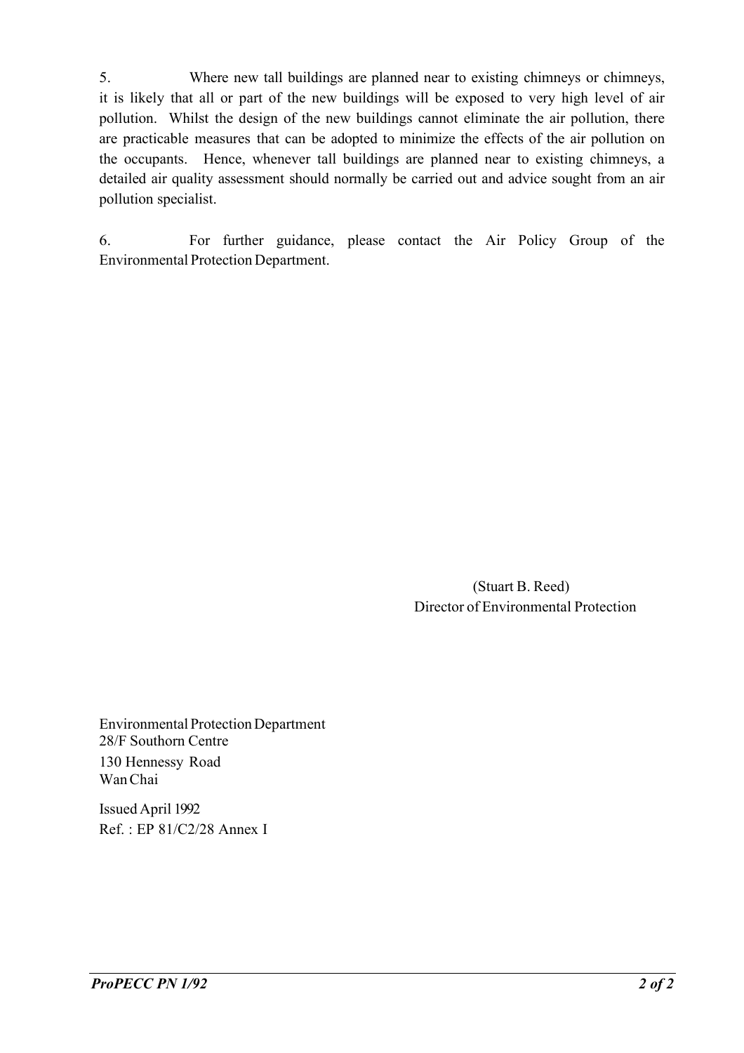5. Where new tall buildings are planned near to existing chimneys or chimneys, it is likely that all or part of the new buildings will be exposed to very high level of air pollution. Whilst the design of the new buildings cannot eliminate the air pollution, there are practicable measures that can be adopted to minimize the effects of the air pollution on the occupants. Hence, whenever tall buildings are planned near to existing chimneys, a detailed air quality assessment should normally be carried out and advice sought from an air pollution specialist.

6. For further guidance, please contact the Air Policy Group of the Environmental Protection Department.

(Stuart B. Reed)
Director of Environmental Protection

Environmental Protection Department
28/F Southorn Centre
130 Hennessy Road
Wan Chai

Issued April 1992
Ref. : EP 81/C2/28 Annex I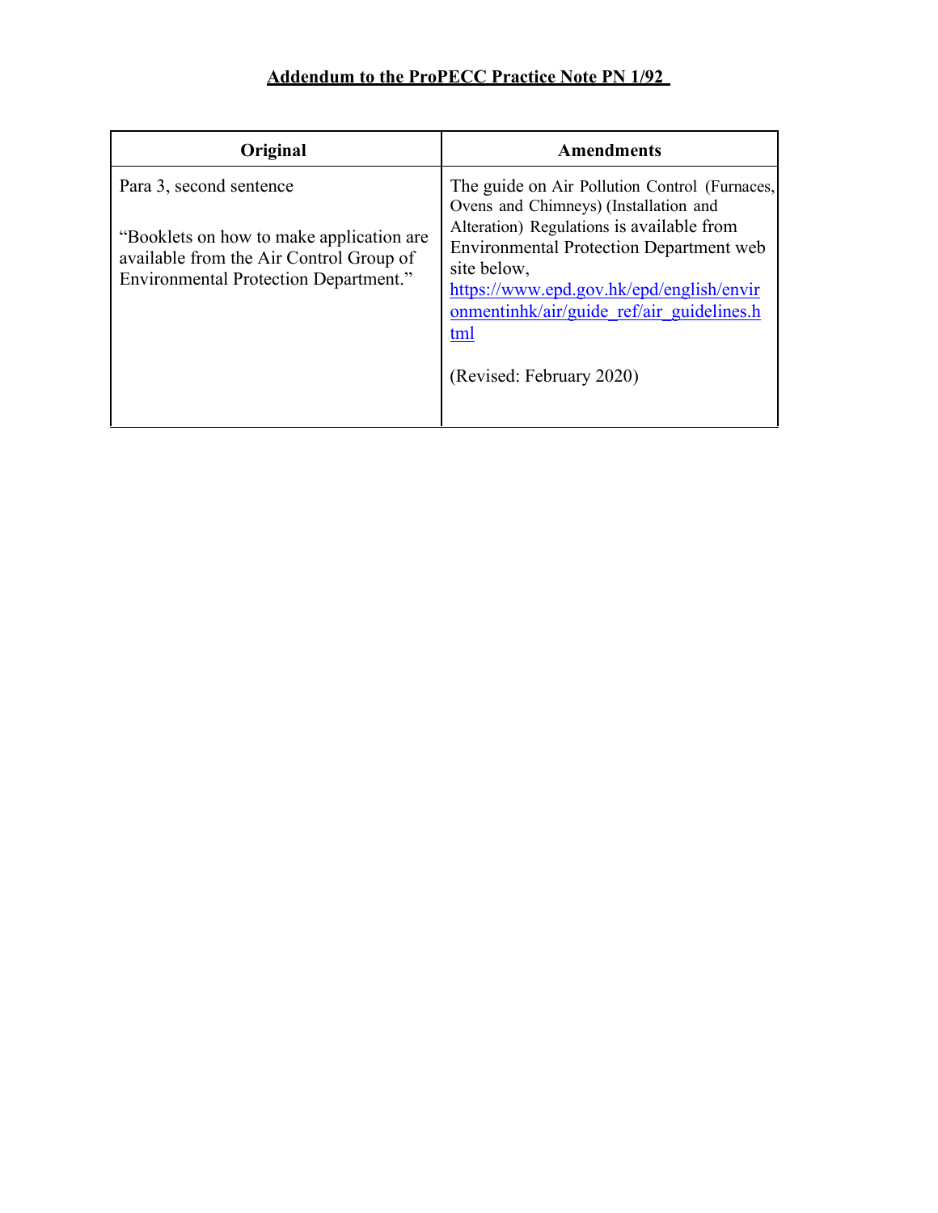## Addendum to the ProPECC Practice Note PN 1/92

| Original | Amendments |
|---|---|
| Para 3, second sentence<br><br>"Booklets on how to make application are available from the Air Control Group of Environmental Protection Department." | The guide on Air Pollution Control (Furnaces, Ovens and Chimneys) (Installation and Alteration) Regulations is available from Environmental Protection Department web site below, [https://www.epd.gov.hk/epd/english/environmentinhk/air/guide_ref/air_guidelines.html](https://www.epd.gov.hk/epd/english/environmentinhk/air/guide_ref/air_guidelines.html)<br><br>(Revised: February 2020) |